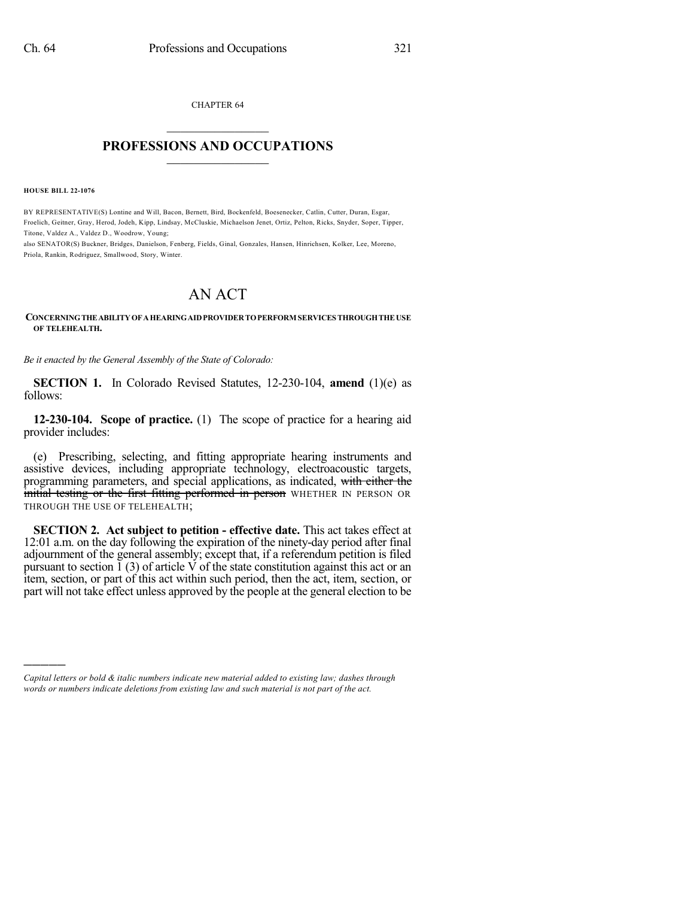CHAPTER 64

# PROFESSIONS AND OCCUPATIONS

**HOUSE BILL 22-1076**

BY REPRESENTATIVE(S) Lontine and Will, Bacon, Bernett, Bird, Bockenfeld, Boesenecker, Catlin, Cutter, Duran, Esgar, Froelich, Geitner, Gray, Herod, Jodeh, Kipp, Lindsay, McCluskie, Michaelson Jenet, Ortiz, Pelton, Ricks, Snyder, Soper, Tipper, Titone, Valdez A., Valdez D., Woodrow, Young;
also SENATOR(S) Buckner, Bridges, Danielson, Fenberg, Fields, Ginal, Gonzales, Hansen, Hinrichsen, Kolker, Lee, Moreno, Priola, Rankin, Rodriguez, Smallwood, Story, Winter.

# AN ACT

**CONCERNING THE ABILITY OF A HEARING AID PROVIDER TO PERFORM SERVICES THROUGH THE USE OF TELEHEALTH.**

*Be it enacted by the General Assembly of the State of Colorado:*

**SECTION 1.** In Colorado Revised Statutes, 12-230-104, **amend** (1)(e) as follows:

**12-230-104. Scope of practice.** (1) The scope of practice for a hearing aid provider includes:

(e) Prescribing, selecting, and fitting appropriate hearing instruments and assistive devices, including appropriate technology, electroacoustic targets, programming parameters, and special applications, as indicated, ~~with either the initial testing or the first fitting performed in person~~ WHETHER IN PERSON OR THROUGH THE USE OF TELEHEALTH;

**SECTION 2. Act subject to petition - effective date.** This act takes effect at 12:01 a.m. on the day following the expiration of the ninety-day period after final adjournment of the general assembly; except that, if a referendum petition is filed pursuant to section 1 (3) of article V of the state constitution against this act or an item, section, or part of this act within such period, then the act, item, section, or part will not take effect unless approved by the people at the general election to be

---

*Capital letters or bold & italic numbers indicate new material added to existing law; dashes through words or numbers indicate deletions from existing law and such material is not part of the act.*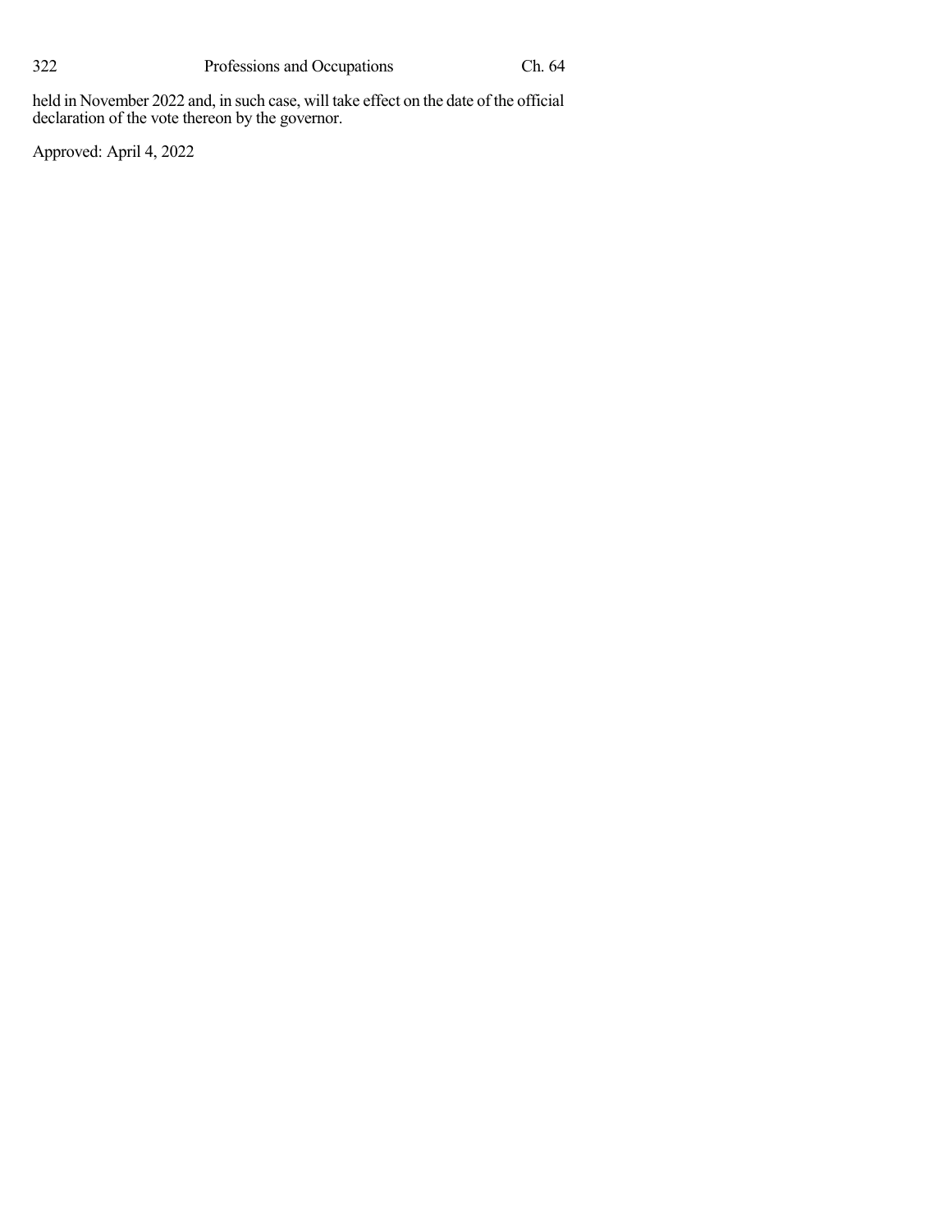held in November 2022 and, in such case, will take effect on the date of the official declaration of the vote thereon by the governor.

Approved: April 4, 2022